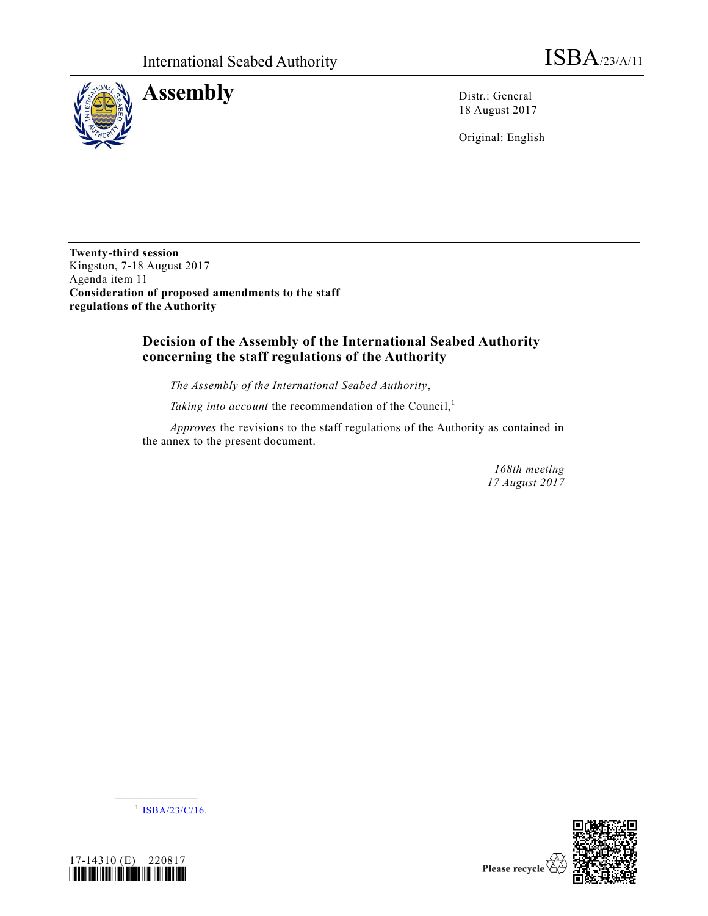International Seabed Authority

ISBA/23/A/11

# Assembly

Distr.: General
18 August 2017

Original: English

**Twenty-third session**
Kingston, 7-18 August 2017
Agenda item 11
**Consideration of proposed amendments to the staff regulations of the Authority**

## Decision of the Assembly of the International Seabed Authority concerning the staff regulations of the Authority

*The Assembly of the International Seabed Authority*,

*Taking into account* the recommendation of the Council,[1]

*Approves* the revisions to the staff regulations of the Authority as contained in the annex to the present document.

*168th meeting*
*17 August 2017*

[1] ISBA/23/C/16.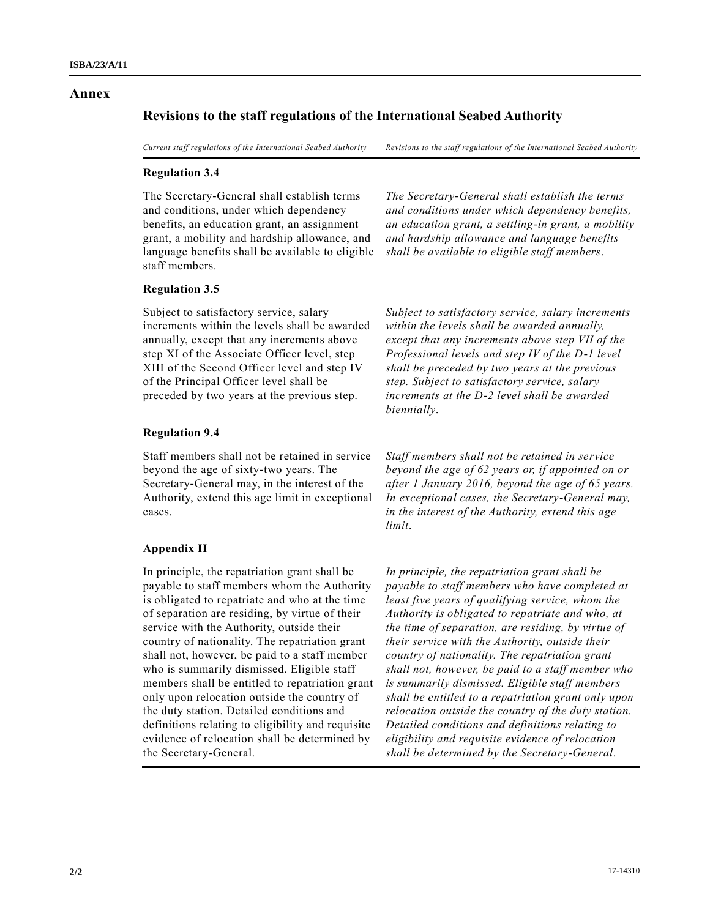## Annex

### Revisions to the staff regulations of the International Seabed Authority

| *Current staff regulations of the International Seabed Authority* | *Revisions to the staff regulations of the International Seabed Authority* |
|---|---|
| **Regulation 3.4** | |
| The Secretary-General shall establish terms and conditions, under which dependency benefits, an education grant, an assignment grant, a mobility and hardship allowance, and language benefits shall be available to eligible staff members. | *The Secretary-General shall establish the terms and conditions under which dependency benefits, an education grant, a settling-in grant, a mobility and hardship allowance and language benefits shall be available to eligible staff members.* |
| **Regulation 3.5** | |
| Subject to satisfactory service, salary increments within the levels shall be awarded annually, except that any increments above step XI of the Associate Officer level, step XIII of the Second Officer level and step IV of the Principal Officer level shall be preceded by two years at the previous step. | *Subject to satisfactory service, salary increments within the levels shall be awarded annually, except that any increments above step VII of the Professional levels and step IV of the D-1 level shall be preceded by two years at the previous step. Subject to satisfactory service, salary increments at the D-2 level shall be awarded biennially.* |
| **Regulation 9.4** | |
| Staff members shall not be retained in service beyond the age of sixty-two years. The Secretary-General may, in the interest of the Authority, extend this age limit in exceptional cases. | *Staff members shall not be retained in service beyond the age of 62 years or, if appointed on or after 1 January 2016, beyond the age of 65 years. In exceptional cases, the Secretary-General may, in the interest of the Authority, extend this age limit.* |
| **Appendix II** | |
| In principle, the repatriation grant shall be payable to staff members whom the Authority is obligated to repatriate and who at the time of separation are residing, by virtue of their service with the Authority, outside their country of nationality. The repatriation grant shall not, however, be paid to a staff member who is summarily dismissed. Eligible staff members shall be entitled to repatriation grant only upon relocation outside the country of the duty station. Detailed conditions and definitions relating to eligibility and requisite evidence of relocation shall be determined by the Secretary-General. | *In principle, the repatriation grant shall be payable to staff members who have completed at least five years of qualifying service, whom the Authority is obligated to repatriate and who, at the time of separation, are residing, by virtue of their service with the Authority, outside their country of nationality. The repatriation grant shall not, however, be paid to a staff member who is summarily dismissed. Eligible staff members shall be entitled to a repatriation grant only upon relocation outside the country of the duty station. Detailed conditions and definitions relating to eligibility and requisite evidence of relocation shall be determined by the Secretary-General.* |